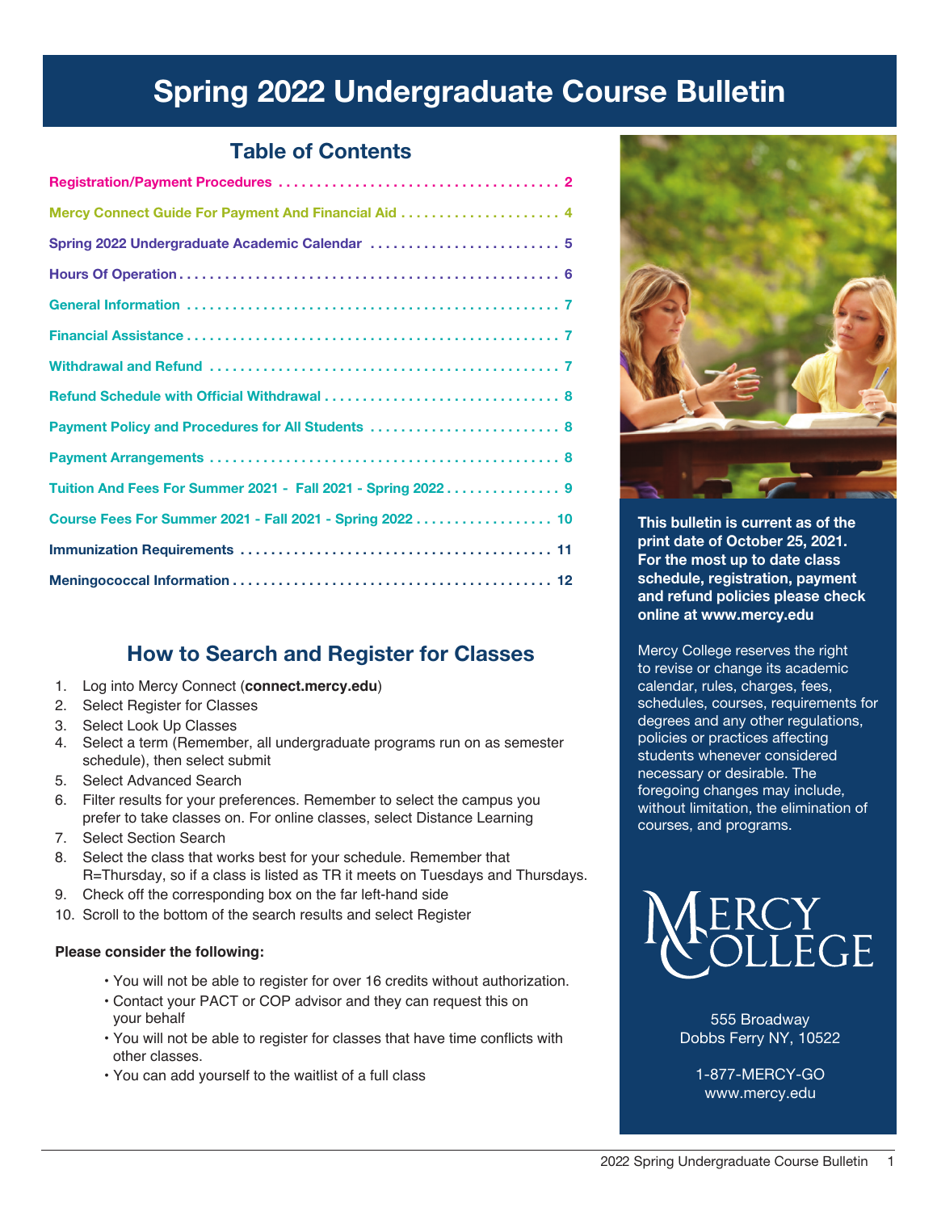# Spring 2022 Undergraduate Course Bulletin

## Table of Contents

| Section | Page |
|---|---|
| Registration/Payment Procedures | 2 |
| Mercy Connect Guide For Payment And Financial Aid | 4 |
| Spring 2022 Undergraduate Academic Calendar | 5 |
| Hours Of Operation | 6 |
| General Information | 7 |
| Financial Assistance | 7 |
| Withdrawal and Refund | 7 |
| Refund Schedule with Official Withdrawal | 8 |
| Payment Policy and Procedures for All Students | 8 |
| Payment Arrangements | 8 |
| Tuition And Fees For Summer 2021 - Fall 2021 - Spring 2022 | 9 |
| Course Fees For Summer 2021 - Fall 2021 - Spring 2022 | 10 |
| Immunization Requirements | 11 |
| Meningococcal Information | 12 |

## How to Search and Register for Classes

1. Log into Mercy Connect (**connect.mercy.edu**)
2. Select Register for Classes
3. Select Look Up Classes
4. Select a term (Remember, all undergraduate programs run on as semester schedule), then select submit
5. Select Advanced Search
6. Filter results for your preferences. Remember to select the campus you prefer to take classes on. For online classes, select Distance Learning
7. Select Section Search
8. Select the class that works best for your schedule. Remember that R=Thursday, so if a class is listed as TR it meets on Tuesdays and Thursdays.
9. Check off the corresponding box on the far left-hand side
10. Scroll to the bottom of the search results and select Register

**Please consider the following:**

- You will not be able to register for over 16 credits without authorization.
- Contact your PACT or COP advisor and they can request this on your behalf
- You will not be able to register for classes that have time conflicts with other classes.
- You can add yourself to the waitlist of a full class

**This bulletin is current as of the print date of October 25, 2021. For the most up to date class schedule, registration, payment and refund policies please check online at www.mercy.edu**

Mercy College reserves the right to revise or change its academic calendar, rules, charges, fees, schedules, courses, requirements for degrees and any other regulations, policies or practices affecting students whenever considered necessary or desirable. The foregoing changes may include, without limitation, the elimination of courses, and programs.

MERCY COLLEGE

555 Broadway
Dobbs Ferry NY, 10522

1-877-MERCY-GO
www.mercy.edu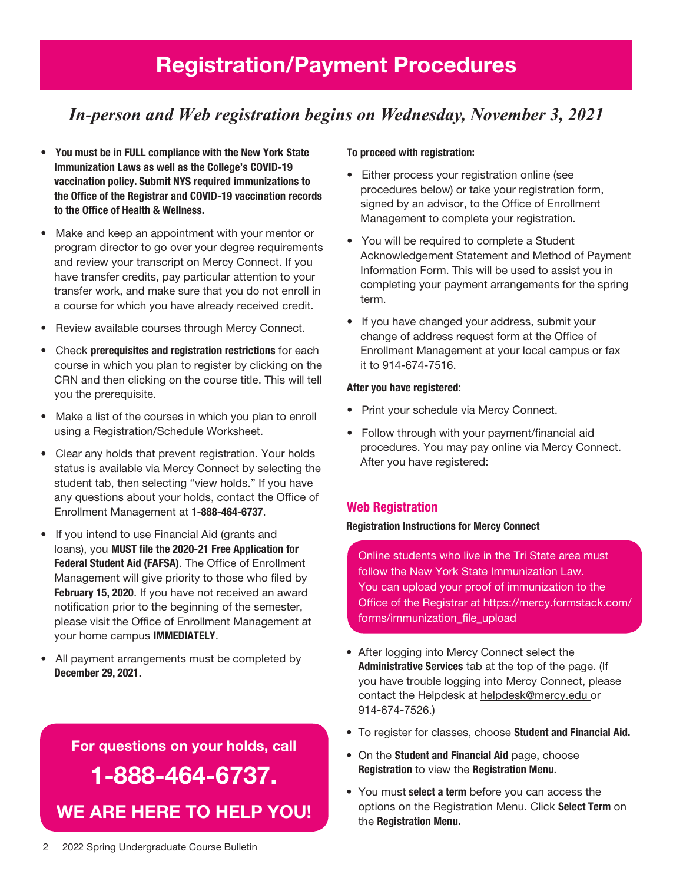# Registration/Payment Procedures

*In-person and Web registration begins on Wednesday, November 3, 2021*

- **You must be in FULL compliance with the New York State Immunization Laws as well as the College's COVID-19 vaccination policy. Submit NYS required immunizations to the Office of the Registrar and COVID-19 vaccination records to the Office of Health & Wellness.**
- Make and keep an appointment with your mentor or program director to go over your degree requirements and review your transcript on Mercy Connect. If you have transfer credits, pay particular attention to your transfer work, and make sure that you do not enroll in a course for which you have already received credit.
- Review available courses through Mercy Connect.
- Check **prerequisites and registration restrictions** for each course in which you plan to register by clicking on the CRN and then clicking on the course title. This will tell you the prerequisite.
- Make a list of the courses in which you plan to enroll using a Registration/Schedule Worksheet.
- Clear any holds that prevent registration. Your holds status is available via Mercy Connect by selecting the student tab, then selecting "view holds." If you have any questions about your holds, contact the Office of Enrollment Management at **1-888-464-6737**.
- If you intend to use Financial Aid (grants and loans), you **MUST file the 2020-21 Free Application for Federal Student Aid (FAFSA)**. The Office of Enrollment Management will give priority to those who filed by **February 15, 2020**. If you have not received an award notification prior to the beginning of the semester, please visit the Office of Enrollment Management at your home campus **IMMEDIATELY**.
- All payment arrangements must be completed by **December 29, 2021.**

**For questions on your holds, call**

**1-888-464-6737.**

**WE ARE HERE TO HELP YOU!**

**To proceed with registration:**

- Either process your registration online (see procedures below) or take your registration form, signed by an advisor, to the Office of Enrollment Management to complete your registration.
- You will be required to complete a Student Acknowledgement Statement and Method of Payment Information Form. This will be used to assist you in completing your payment arrangements for the spring term.
- If you have changed your address, submit your change of address request form at the Office of Enrollment Management at your local campus or fax it to 914-674-7516.

**After you have registered:**

- Print your schedule via Mercy Connect.
- Follow through with your payment/financial aid procedures. You may pay online via Mercy Connect. After you have registered:

## Web Registration

**Registration Instructions for Mercy Connect**

Online students who live in the Tri State area must follow the New York State Immunization Law. You can upload your proof of immunization to the Office of the Registrar at https://mercy.formstack.com/forms/immunization_file_upload

- After logging into Mercy Connect select the **Administrative Services** tab at the top of the page. (If you have trouble logging into Mercy Connect, please contact the Helpdesk at helpdesk@mercy.edu or 914-674-7526.)
- To register for classes, choose **Student and Financial Aid.**
- On the **Student and Financial Aid** page, choose **Registration** to view the **Registration Menu**.
- You must **select a term** before you can access the options on the Registration Menu. Click **Select Term** on the **Registration Menu.**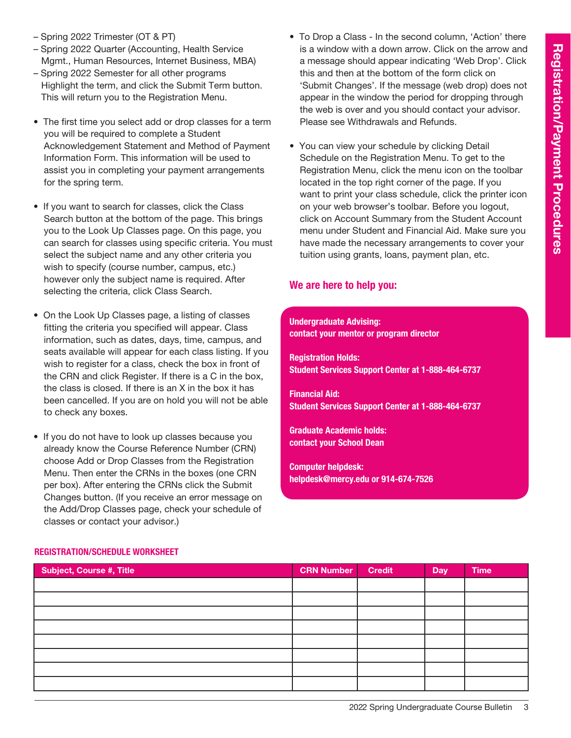– Spring 2022 Trimester (OT & PT)
– Spring 2022 Quarter (Accounting, Health Service Mgmt., Human Resources, Internet Business, MBA)
– Spring 2022 Semester for all other programs

Highlight the term, and click the Submit Term button. This will return you to the Registration Menu.

- The first time you select add or drop classes for a term you will be required to complete a Student Acknowledgement Statement and Method of Payment Information Form. This information will be used to assist you in completing your payment arrangements for the spring term.

- If you want to search for classes, click the Class Search button at the bottom of the page. This brings you to the Look Up Classes page. On this page, you can search for classes using specific criteria. You must select the subject name and any other criteria you wish to specify (course number, campus, etc.) however only the subject name is required. After selecting the criteria, click Class Search.

- On the Look Up Classes page, a listing of classes fitting the criteria you specified will appear. Class information, such as dates, days, time, campus, and seats available will appear for each class listing. If you wish to register for a class, check the box in front of the CRN and click Register. If there is a C in the box, the class is closed. If there is an X in the box it has been cancelled. If you are on hold you will not be able to check any boxes.

- If you do not have to look up classes because you already know the Course Reference Number (CRN) choose Add or Drop Classes from the Registration Menu. Then enter the CRNs in the boxes (one CRN per box). After entering the CRNs click the Submit Changes button. (If you receive an error message on the Add/Drop Classes page, check your schedule of classes or contact your advisor.)

- To Drop a Class - In the second column, 'Action' there is a window with a down arrow. Click on the arrow and a message should appear indicating 'Web Drop'. Click this and then at the bottom of the form click on 'Submit Changes'. If the message (web drop) does not appear in the window the period for dropping through the web is over and you should contact your advisor. Please see Withdrawals and Refunds.

- You can view your schedule by clicking Detail Schedule on the Registration Menu. To get to the Registration Menu, click the menu icon on the toolbar located in the top right corner of the page. If you want to print your class schedule, click the printer icon on your web browser's toolbar. Before you logout, click on Account Summary from the Student Account menu under Student and Financial Aid. Make sure you have made the necessary arrangements to cover your tuition using grants, loans, payment plan, etc.

## We are here to help you:

**Undergraduate Advising:**
**contact your mentor or program director**

**Registration Holds:**
**Student Services Support Center at 1-888-464-6737**

**Financial Aid:**
**Student Services Support Center at 1-888-464-6737**

**Graduate Academic holds:**
**contact your School Dean**

**Computer helpdesk:**
**helpdesk@mercy.edu or 914-674-7526**

### REGISTRATION/SCHEDULE WORKSHEET

| Subject, Course #, Title | CRN Number | Credit | Day | Time |
|---|---|---|---|---|
| | | | | |
| | | | | |
| | | | | |
| | | | | |
| | | | | |
| | | | | |
| | | | | |
| | | | | |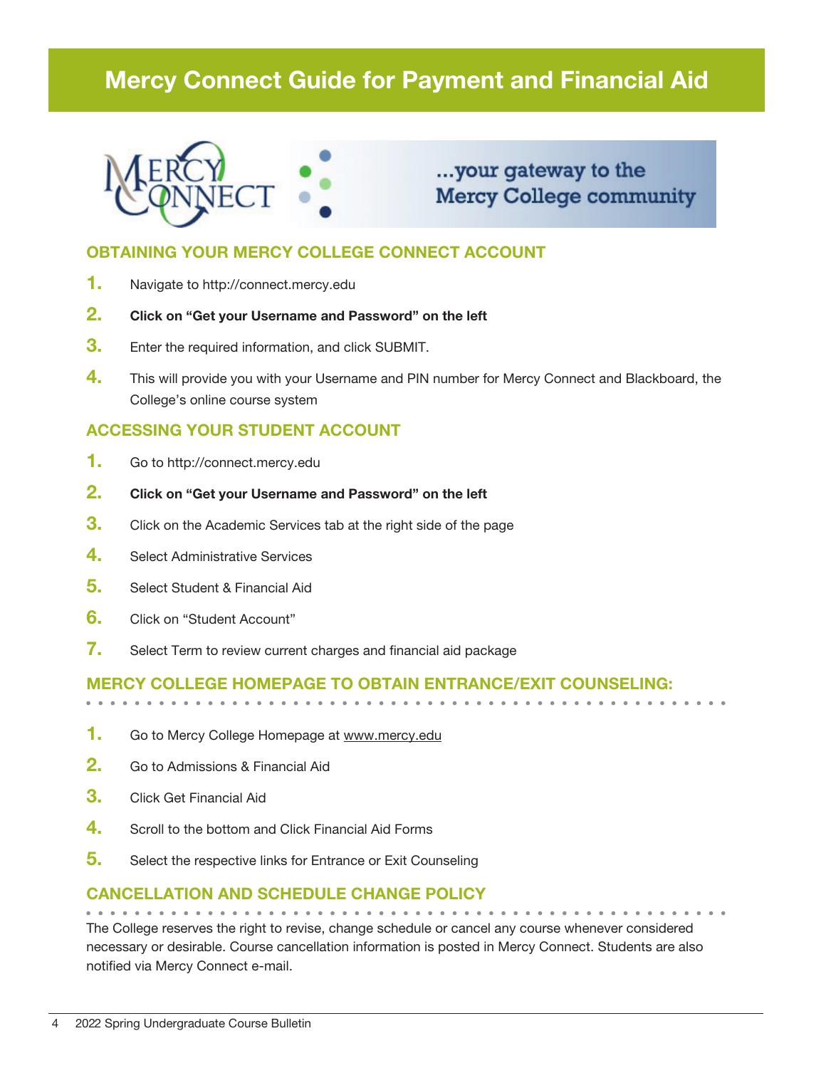# Mercy Connect Guide for Payment and Financial Aid

...your gateway to the Mercy College community

## OBTAINING YOUR MERCY COLLEGE CONNECT ACCOUNT

1. Navigate to http://connect.mercy.edu
2. **Click on "Get your Username and Password" on the left**
3. Enter the required information, and click SUBMIT.
4. This will provide you with your Username and PIN number for Mercy Connect and Blackboard, the College's online course system

## ACCESSING YOUR STUDENT ACCOUNT

1. Go to http://connect.mercy.edu
2. **Click on "Get your Username and Password" on the left**
3. Click on the Academic Services tab at the right side of the page
4. Select Administrative Services
5. Select Student & Financial Aid
6. Click on "Student Account"
7. Select Term to review current charges and financial aid package

## MERCY COLLEGE HOMEPAGE TO OBTAIN ENTRANCE/EXIT COUNSELING:

1. Go to Mercy College Homepage at www.mercy.edu
2. Go to Admissions & Financial Aid
3. Click Get Financial Aid
4. Scroll to the bottom and Click Financial Aid Forms
5. Select the respective links for Entrance or Exit Counseling

## CANCELLATION AND SCHEDULE CHANGE POLICY

The College reserves the right to revise, change schedule or cancel any course whenever considered necessary or desirable. Course cancellation information is posted in Mercy Connect. Students are also notified via Mercy Connect e-mail.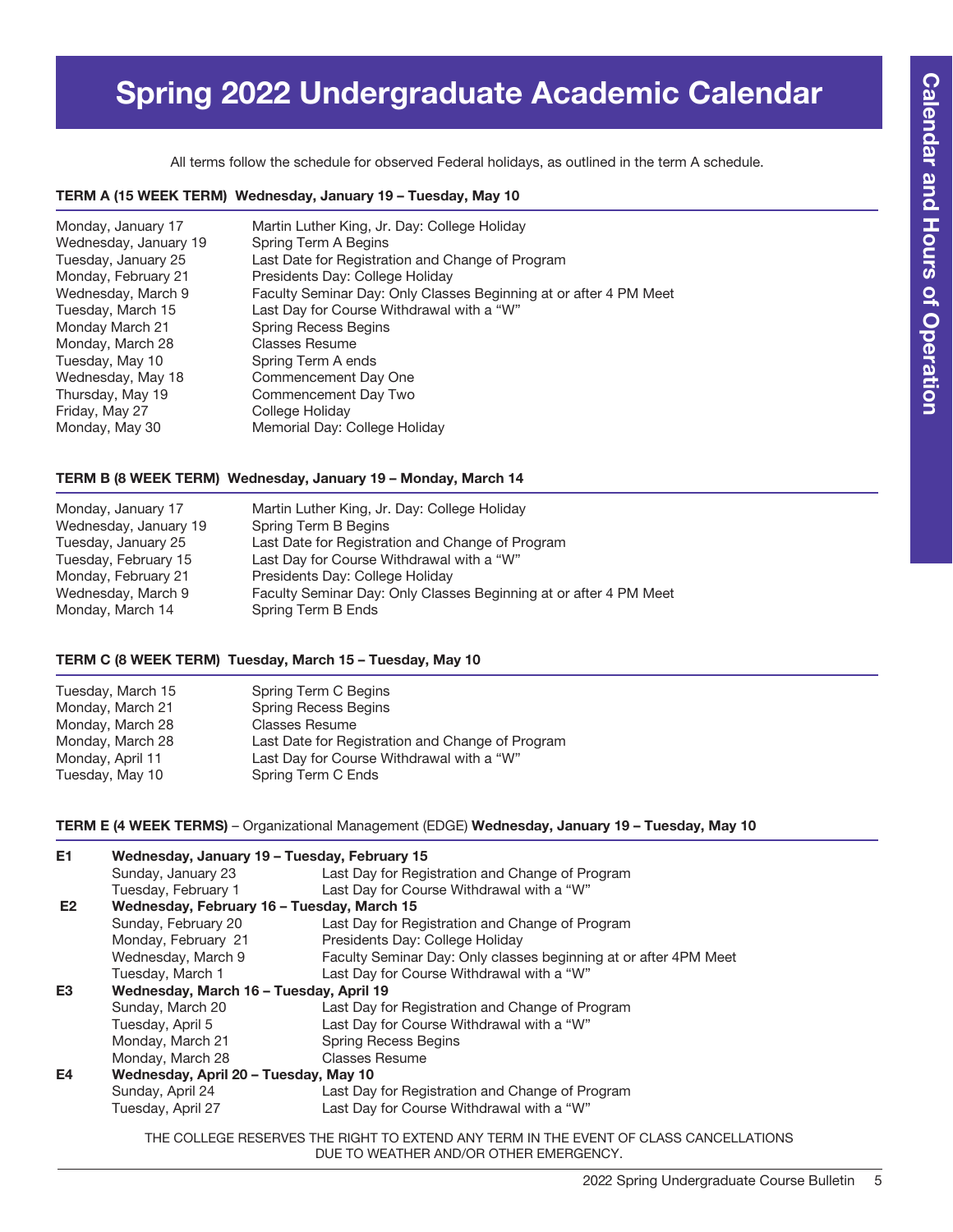# Spring 2022 Undergraduate Academic Calendar

All terms follow the schedule for observed Federal holidays, as outlined in the term A schedule.

**TERM A (15 WEEK TERM) Wednesday, January 19 – Tuesday, May 10**

| | |
|---|---|
| Monday, January 17 | Martin Luther King, Jr. Day: College Holiday |
| Wednesday, January 19 | Spring Term A Begins |
| Tuesday, January 25 | Last Date for Registration and Change of Program |
| Monday, February 21 | Presidents Day: College Holiday |
| Wednesday, March 9 | Faculty Seminar Day: Only Classes Beginning at or after 4 PM Meet |
| Tuesday, March 15 | Last Day for Course Withdrawal with a "W" |
| Monday March 21 | Spring Recess Begins |
| Monday, March 28 | Classes Resume |
| Tuesday, May 10 | Spring Term A ends |
| Wednesday, May 18 | Commencement Day One |
| Thursday, May 19 | Commencement Day Two |
| Friday, May 27 | College Holiday |
| Monday, May 30 | Memorial Day: College Holiday |

**TERM B (8 WEEK TERM) Wednesday, January 19 – Monday, March 14**

| | |
|---|---|
| Monday, January 17 | Martin Luther King, Jr. Day: College Holiday |
| Wednesday, January 19 | Spring Term B Begins |
| Tuesday, January 25 | Last Date for Registration and Change of Program |
| Tuesday, February 15 | Last Day for Course Withdrawal with a "W" |
| Monday, February 21 | Presidents Day: College Holiday |
| Wednesday, March 9 | Faculty Seminar Day: Only Classes Beginning at or after 4 PM Meet |
| Monday, March 14 | Spring Term B Ends |

**TERM C (8 WEEK TERM) Tuesday, March 15 – Tuesday, May 10**

| | |
|---|---|
| Tuesday, March 15 | Spring Term C Begins |
| Monday, March 21 | Spring Recess Begins |
| Monday, March 28 | Classes Resume |
| Monday, March 28 | Last Date for Registration and Change of Program |
| Monday, April 11 | Last Day for Course Withdrawal with a "W" |
| Tuesday, May 10 | Spring Term C Ends |

**TERM E (4 WEEK TERMS)** – Organizational Management (EDGE) **Wednesday, January 19 – Tuesday, May 10**

| | | |
|---|---|---|
| **E1** | **Wednesday, January 19 – Tuesday, February 15** | |
| | Sunday, January 23 | Last Day for Registration and Change of Program |
| | Tuesday, February 1 | Last Day for Course Withdrawal with a "W" |
| **E2** | **Wednesday, February 16 – Tuesday, March 15** | |
| | Sunday, February 20 | Last Day for Registration and Change of Program |
| | Monday, February 21 | Presidents Day: College Holiday |
| | Wednesday, March 9 | Faculty Seminar Day: Only classes beginning at or after 4PM Meet |
| | Tuesday, March 1 | Last Day for Course Withdrawal with a "W" |
| **E3** | **Wednesday, March 16 – Tuesday, April 19** | |
| | Sunday, March 20 | Last Day for Registration and Change of Program |
| | Tuesday, April 5 | Last Day for Course Withdrawal with a "W" |
| | Monday, March 21 | Spring Recess Begins |
| | Monday, March 28 | Classes Resume |
| **E4** | **Wednesday, April 20 – Tuesday, May 10** | |
| | Sunday, April 24 | Last Day for Registration and Change of Program |
| | Tuesday, April 27 | Last Day for Course Withdrawal with a "W" |

THE COLLEGE RESERVES THE RIGHT TO EXTEND ANY TERM IN THE EVENT OF CLASS CANCELLATIONS DUE TO WEATHER AND/OR OTHER EMERGENCY.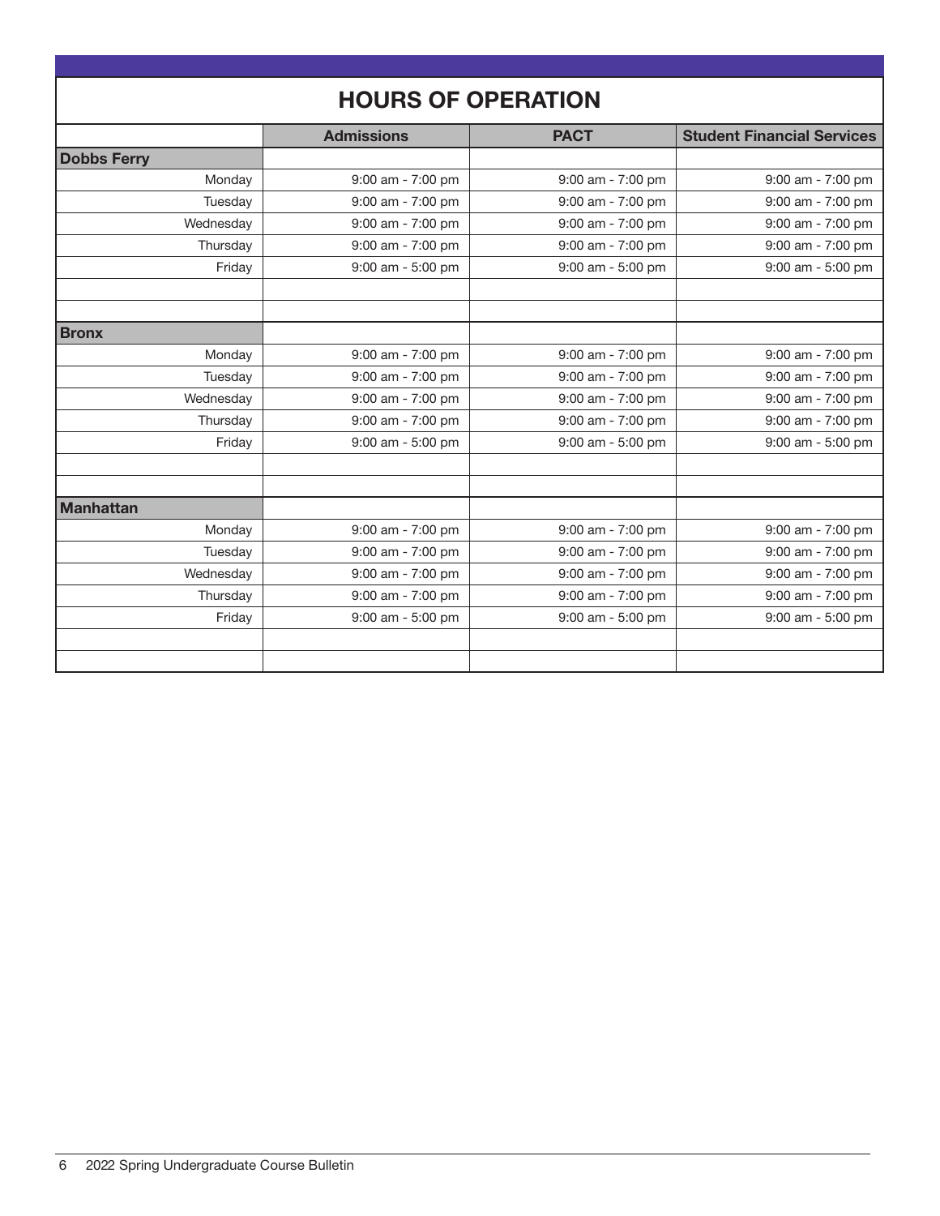## HOURS OF OPERATION

| | Admissions | PACT | Student Financial Services |
|---|---|---|---|
| **Dobbs Ferry** | | | |
| Monday | 9:00 am - 7:00 pm | 9:00 am - 7:00 pm | 9:00 am - 7:00 pm |
| Tuesday | 9:00 am - 7:00 pm | 9:00 am - 7:00 pm | 9:00 am - 7:00 pm |
| Wednesday | 9:00 am - 7:00 pm | 9:00 am - 7:00 pm | 9:00 am - 7:00 pm |
| Thursday | 9:00 am - 7:00 pm | 9:00 am - 7:00 pm | 9:00 am - 7:00 pm |
| Friday | 9:00 am - 5:00 pm | 9:00 am - 5:00 pm | 9:00 am - 5:00 pm |
| | | | |
| | | | |
| **Bronx** | | | |
| Monday | 9:00 am - 7:00 pm | 9:00 am - 7:00 pm | 9:00 am - 7:00 pm |
| Tuesday | 9:00 am - 7:00 pm | 9:00 am - 7:00 pm | 9:00 am - 7:00 pm |
| Wednesday | 9:00 am - 7:00 pm | 9:00 am - 7:00 pm | 9:00 am - 7:00 pm |
| Thursday | 9:00 am - 7:00 pm | 9:00 am - 7:00 pm | 9:00 am - 7:00 pm |
| Friday | 9:00 am - 5:00 pm | 9:00 am - 5:00 pm | 9:00 am - 5:00 pm |
| | | | |
| | | | |
| **Manhattan** | | | |
| Monday | 9:00 am - 7:00 pm | 9:00 am - 7:00 pm | 9:00 am - 7:00 pm |
| Tuesday | 9:00 am - 7:00 pm | 9:00 am - 7:00 pm | 9:00 am - 7:00 pm |
| Wednesday | 9:00 am - 7:00 pm | 9:00 am - 7:00 pm | 9:00 am - 7:00 pm |
| Thursday | 9:00 am - 7:00 pm | 9:00 am - 7:00 pm | 9:00 am - 7:00 pm |
| Friday | 9:00 am - 5:00 pm | 9:00 am - 5:00 pm | 9:00 am - 5:00 pm |
| | | | |
| | | | |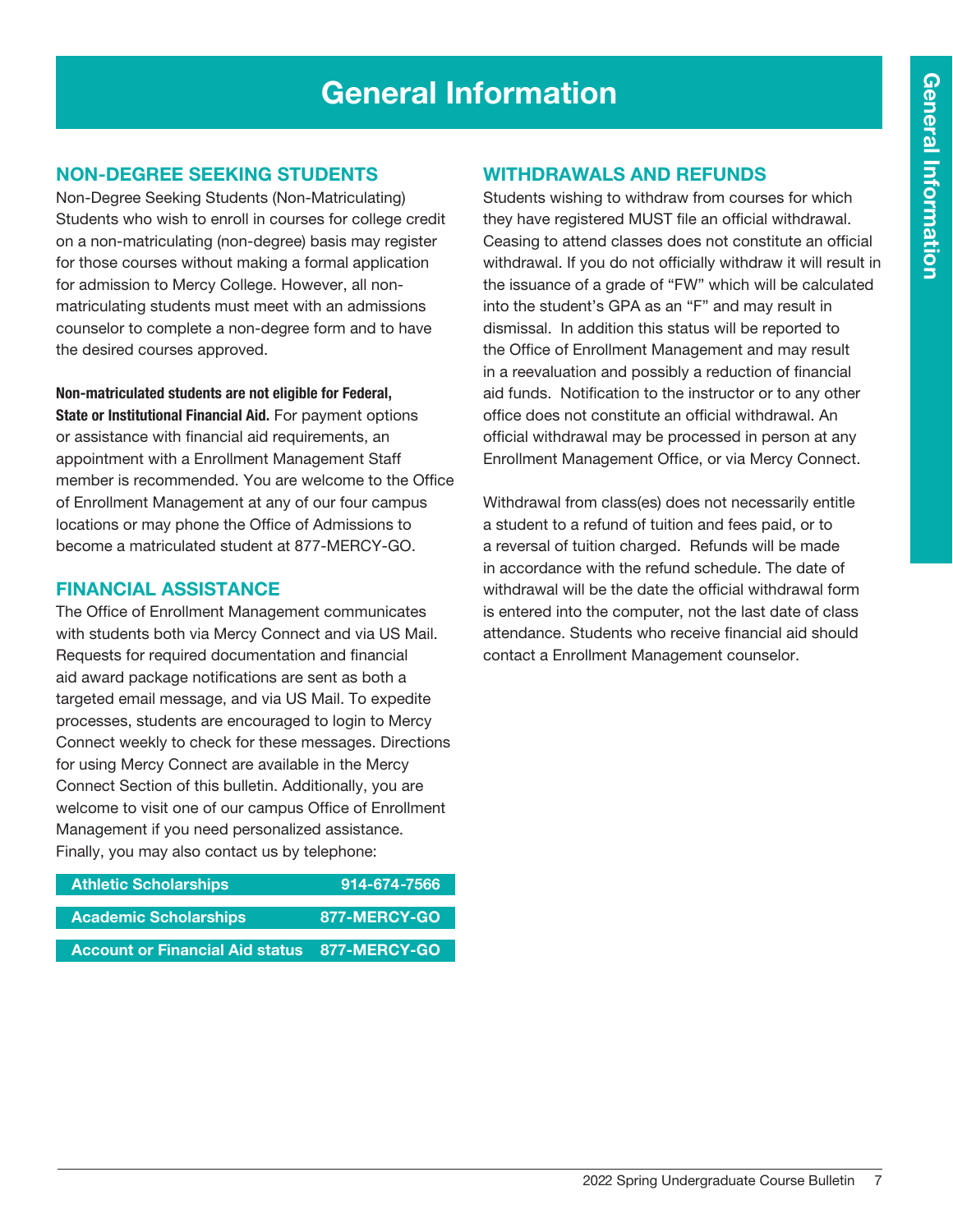# General Information

## NON-DEGREE SEEKING STUDENTS

Non-Degree Seeking Students (Non-Matriculating) Students who wish to enroll in courses for college credit on a non-matriculating (non-degree) basis may register for those courses without making a formal application for admission to Mercy College. However, all non-matriculating students must meet with an admissions counselor to complete a non-degree form and to have the desired courses approved.

**Non-matriculated students are not eligible for Federal, State or Institutional Financial Aid.** For payment options or assistance with financial aid requirements, an appointment with a Enrollment Management Staff member is recommended. You are welcome to the Office of Enrollment Management at any of our four campus locations or may phone the Office of Admissions to become a matriculated student at 877-MERCY-GO.

## FINANCIAL ASSISTANCE

The Office of Enrollment Management communicates with students both via Mercy Connect and via US Mail. Requests for required documentation and financial aid award package notifications are sent as both a targeted email message, and via US Mail. To expedite processes, students are encouraged to login to Mercy Connect weekly to check for these messages. Directions for using Mercy Connect are available in the Mercy Connect Section of this bulletin. Additionally, you are welcome to visit one of our campus Office of Enrollment Management if you need personalized assistance. Finally, you may also contact us by telephone:

| | |
|---|---|
| **Athletic Scholarships** | **914-674-7566** |
| **Academic Scholarships** | **877-MERCY-GO** |
| **Account or Financial Aid status** | **877-MERCY-GO** |

## WITHDRAWALS AND REFUNDS

Students wishing to withdraw from courses for which they have registered MUST file an official withdrawal. Ceasing to attend classes does not constitute an official withdrawal. If you do not officially withdraw it will result in the issuance of a grade of "FW" which will be calculated into the student's GPA as an "F" and may result in dismissal. In addition this status will be reported to the Office of Enrollment Management and may result in a reevaluation and possibly a reduction of financial aid funds. Notification to the instructor or to any other office does not constitute an official withdrawal. An official withdrawal may be processed in person at any Enrollment Management Office, or via Mercy Connect.

Withdrawal from class(es) does not necessarily entitle a student to a refund of tuition and fees paid, or to a reversal of tuition charged. Refunds will be made in accordance with the refund schedule. The date of withdrawal will be the date the official withdrawal form is entered into the computer, not the last date of class attendance. Students who receive financial aid should contact a Enrollment Management counselor.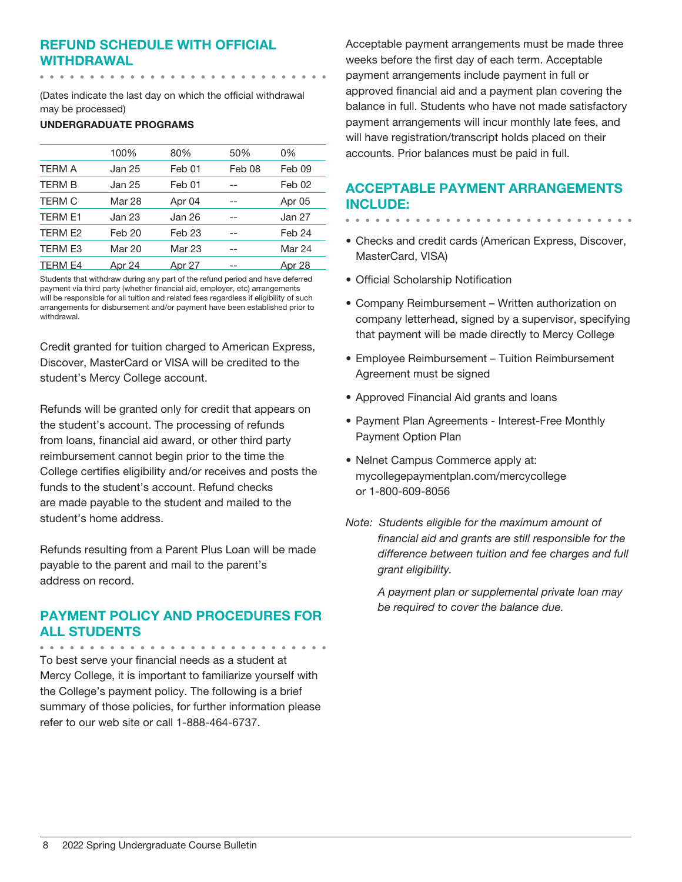## REFUND SCHEDULE WITH OFFICIAL WITHDRAWAL

(Dates indicate the last day on which the official withdrawal may be processed)

**UNDERGRADUATE PROGRAMS**

| | 100% | 80% | 50% | 0% |
|---|---|---|---|---|
| TERM A | Jan 25 | Feb 01 | Feb 08 | Feb 09 |
| TERM B | Jan 25 | Feb 01 | -- | Feb 02 |
| TERM C | Mar 28 | Apr 04 | -- | Apr 05 |
| TERM E1 | Jan 23 | Jan 26 | -- | Jan 27 |
| TERM E2 | Feb 20 | Feb 23 | -- | Feb 24 |
| TERM E3 | Mar 20 | Mar 23 | -- | Mar 24 |
| TERM E4 | Apr 24 | Apr 27 | -- | Apr 28 |

Students that withdraw during any part of the refund period and have deferred payment via third party (whether financial aid, employer, etc) arrangements will be responsible for all tuition and related fees regardless if eligibility of such arrangements for disbursement and/or payment have been established prior to withdrawal.

Credit granted for tuition charged to American Express, Discover, MasterCard or VISA will be credited to the student's Mercy College account.

Refunds will be granted only for credit that appears on the student's account. The processing of refunds from loans, financial aid award, or other third party reimbursement cannot begin prior to the time the College certifies eligibility and/or receives and posts the funds to the student's account. Refund checks are made payable to the student and mailed to the student's home address.

Refunds resulting from a Parent Plus Loan will be made payable to the parent and mail to the parent's address on record.

## PAYMENT POLICY AND PROCEDURES FOR ALL STUDENTS

To best serve your financial needs as a student at Mercy College, it is important to familiarize yourself with the College's payment policy. The following is a brief summary of those policies, for further information please refer to our web site or call 1-888-464-6737.

Acceptable payment arrangements must be made three weeks before the first day of each term. Acceptable payment arrangements include payment in full or approved financial aid and a payment plan covering the balance in full. Students who have not made satisfactory payment arrangements will incur monthly late fees, and will have registration/transcript holds placed on their accounts. Prior balances must be paid in full.

## ACCEPTABLE PAYMENT ARRANGEMENTS INCLUDE:

- Checks and credit cards (American Express, Discover, MasterCard, VISA)
- Official Scholarship Notification
- Company Reimbursement – Written authorization on company letterhead, signed by a supervisor, specifying that payment will be made directly to Mercy College
- Employee Reimbursement – Tuition Reimbursement Agreement must be signed
- Approved Financial Aid grants and loans
- Payment Plan Agreements - Interest-Free Monthly Payment Option Plan
- Nelnet Campus Commerce apply at: mycollegepaymentplan.com/mercycollege or 1-800-609-8056

*Note: Students eligible for the maximum amount of financial aid and grants are still responsible for the difference between tuition and fee charges and full grant eligibility.*

*A payment plan or supplemental private loan may be required to cover the balance due.*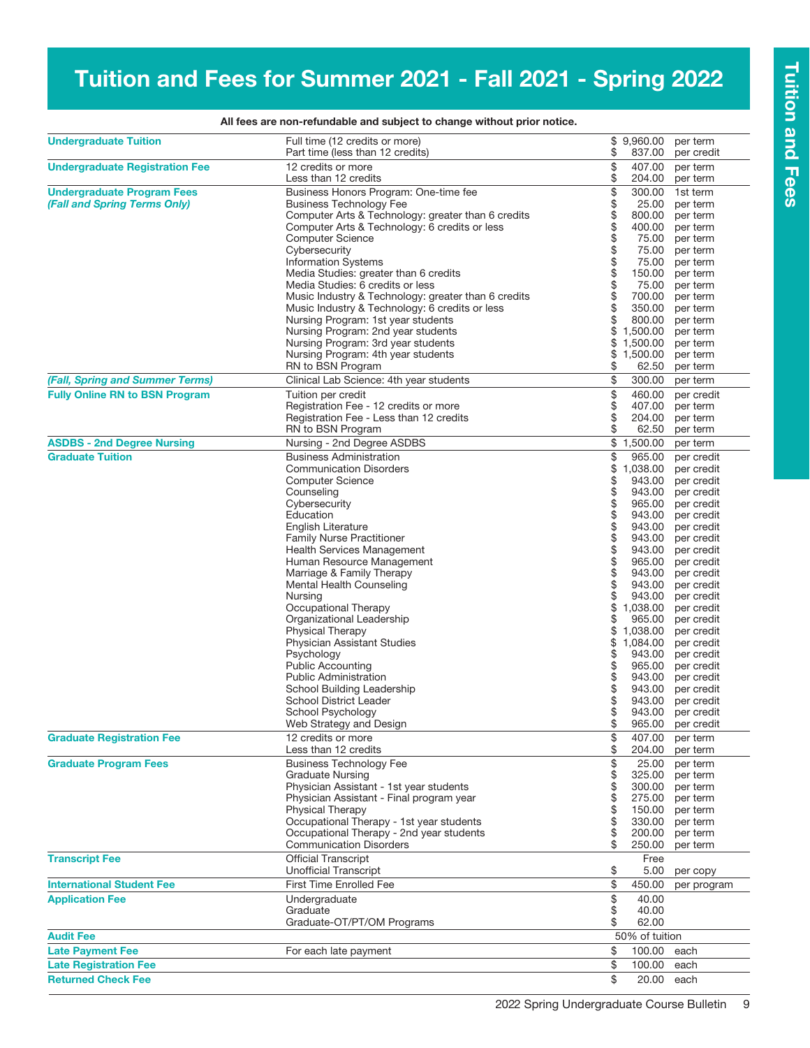# Tuition and Fees for Summer 2021 - Fall 2021 - Spring 2022

**All fees are non-refundable and subject to change without prior notice.**

| Category | Item | Amount | Unit |
|---|---|---|---|
| **Undergraduate Tuition** | Full time (12 credits or more) | $ 9,960.00 | per term |
| | Part time (less than 12 credits) | $ 837.00 | per credit |
| **Undergraduate Registration Fee** | 12 credits or more | $ 407.00 | per term |
| | Less than 12 credits | $ 204.00 | per term |
| **Undergraduate Program Fees** | Business Honors Program: One-time fee | $ 300.00 | 1st term |
| ***(Fall and Spring Terms Only)*** | Business Technology Fee | $ 25.00 | per term |
| | Computer Arts & Technology: greater than 6 credits | $ 800.00 | per term |
| | Computer Arts & Technology: 6 credits or less | $ 400.00 | per term |
| | Computer Science | $ 75.00 | per term |
| | Cybersecurity | $ 75.00 | per term |
| | Information Systems | $ 75.00 | per term |
| | Media Studies: greater than 6 credits | $ 150.00 | per term |
| | Media Studies: 6 credits or less | $ 75.00 | per term |
| | Music Industry & Technology: greater than 6 credits | $ 700.00 | per term |
| | Music Industry & Technology: 6 credits or less | $ 350.00 | per term |
| | Nursing Program: 1st year students | $ 800.00 | per term |
| | Nursing Program: 2nd year students | $ 1,500.00 | per term |
| | Nursing Program: 3rd year students | $ 1,500.00 | per term |
| | Nursing Program: 4th year students | $ 1,500.00 | per term |
| | RN to BSN Program | $ 62.50 | per term |
| ***(Fall, Spring and Summer Terms)*** | Clinical Lab Science: 4th year students | $ 300.00 | per term |
| **Fully Online RN to BSN Program** | Tuition per credit | $ 460.00 | per credit |
| | Registration Fee - 12 credits or more | $ 407.00 | per term |
| | Registration Fee - Less than 12 credits | $ 204.00 | per term |
| | RN to BSN Program | $ 62.50 | per term |
| **ASDBS - 2nd Degree Nursing** | Nursing - 2nd Degree ASDBS | $ 1,500.00 | per term |
| **Graduate Tuition** | Business Administration | $ 965.00 | per credit |
| | Communication Disorders | $ 1,038.00 | per credit |
| | Computer Science | $ 943.00 | per credit |
| | Counseling | $ 943.00 | per credit |
| | Cybersecurity | $ 965.00 | per credit |
| | Education | $ 943.00 | per credit |
| | English Literature | $ 943.00 | per credit |
| | Family Nurse Practitioner | $ 943.00 | per credit |
| | Health Services Management | $ 943.00 | per credit |
| | Human Resource Management | $ 965.00 | per credit |
| | Marriage & Family Therapy | $ 943.00 | per credit |
| | Mental Health Counseling | $ 943.00 | per credit |
| | Nursing | $ 943.00 | per credit |
| | Occupational Therapy | $ 1,038.00 | per credit |
| | Organizational Leadership | $ 965.00 | per credit |
| | Physical Therapy | $ 1,038.00 | per credit |
| | Physician Assistant Studies | $ 1,084.00 | per credit |
| | Psychology | $ 943.00 | per credit |
| | Public Accounting | $ 965.00 | per credit |
| | Public Administration | $ 943.00 | per credit |
| | School Building Leadership | $ 943.00 | per credit |
| | School District Leader | $ 943.00 | per credit |
| | School Psychology | $ 943.00 | per credit |
| | Web Strategy and Design | $ 965.00 | per credit |
| **Graduate Registration Fee** | 12 credits or more | $ 407.00 | per term |
| | Less than 12 credits | $ 204.00 | per term |
| **Graduate Program Fees** | Business Technology Fee | $ 25.00 | per term |
| | Graduate Nursing | $ 325.00 | per term |
| | Physician Assistant - 1st year students | $ 300.00 | per term |
| | Physician Assistant - Final program year | $ 275.00 | per term |
| | Physical Therapy | $ 150.00 | per term |
| | Occupational Therapy - 1st year students | $ 330.00 | per term |
| | Occupational Therapy - 2nd year students | $ 200.00 | per term |
| | Communication Disorders | $ 250.00 | per term |
| **Transcript Fee** | Official Transcript | Free | |
| | Unofficial Transcript | $ 5.00 | per copy |
| **International Student Fee** | First Time Enrolled Fee | $ 450.00 | per program |
| **Application Fee** | Undergraduate | $ 40.00 | |
| | Graduate | $ 40.00 | |
| | Graduate-OT/PT/OM Programs | $ 62.00 | |
| **Audit Fee** | | 50% of tuition | |
| **Late Payment Fee** | For each late payment | $ 100.00 | each |
| **Late Registration Fee** | | $ 100.00 | each |
| **Returned Check Fee** | | $ 20.00 | each |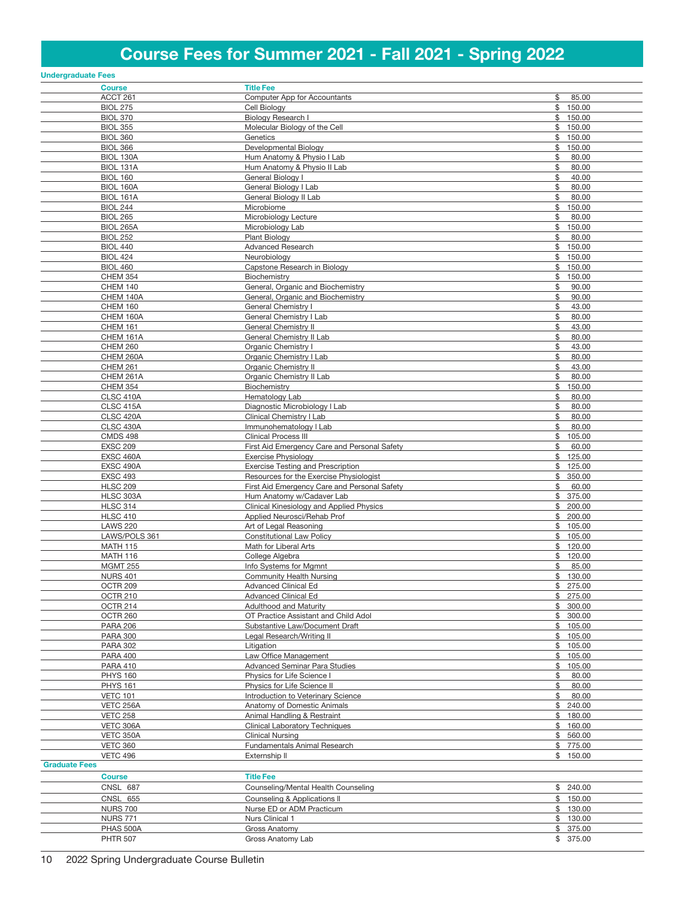# Course Fees for Summer 2021 - Fall 2021 - Spring 2022

### Undergraduate Fees

| Course | Title Fee | |
|---|---|---|
| ACCT 261 | Computer App for Accountants | $ 85.00 |
| BIOL 275 | Cell Biology | $ 150.00 |
| BIOL 370 | Biology Research I | $ 150.00 |
| BIOL 355 | Molecular Biology of the Cell | $ 150.00 |
| BIOL 360 | Genetics | $ 150.00 |
| BIOL 366 | Developmental Biology | $ 150.00 |
| BIOL 130A | Hum Anatomy & Physio I Lab | $ 80.00 |
| BIOL 131A | Hum Anatomy & Physio II Lab | $ 80.00 |
| BIOL 160 | General Biology I | $ 40.00 |
| BIOL 160A | General Biology I Lab | $ 80.00 |
| BIOL 161A | General Biology II Lab | $ 80.00 |
| BIOL 244 | Microbiome | $ 150.00 |
| BIOL 265 | Microbiology Lecture | $ 80.00 |
| BIOL 265A | Microbiology Lab | $ 150.00 |
| BIOL 252 | Plant Biology | $ 80.00 |
| BIOL 440 | Advanced Research | $ 150.00 |
| BIOL 424 | Neurobiology | $ 150.00 |
| BIOL 460 | Capstone Research in Biology | $ 150.00 |
| CHEM 354 | Biochemistry | $ 150.00 |
| CHEM 140 | General, Organic and Biochemistry | $ 90.00 |
| CHEM 140A | General, Organic and Biochemistry | $ 90.00 |
| CHEM 160 | General Chemistry I | $ 43.00 |
| CHEM 160A | General Chemistry I Lab | $ 80.00 |
| CHEM 161 | General Chemistry II | $ 43.00 |
| CHEM 161A | General Chemistry II Lab | $ 80.00 |
| CHEM 260 | Organic Chemistry I | $ 43.00 |
| CHEM 260A | Organic Chemistry I Lab | $ 80.00 |
| CHEM 261 | Organic Chemistry II | $ 43.00 |
| CHEM 261A | Organic Chemistry II Lab | $ 80.00 |
| CHEM 354 | Biochemistry | $ 150.00 |
| CLSC 410A | Hematology Lab | $ 80.00 |
| CLSC 415A | Diagnostic Microbiology I Lab | $ 80.00 |
| CLSC 420A | Clinical Chemistry I Lab | $ 80.00 |
| CLSC 430A | Immunohematology I Lab | $ 80.00 |
| CMDS 498 | Clinical Process III | $ 105.00 |
| EXSC 209 | First Aid Emergency Care and Personal Safety | $ 60.00 |
| EXSC 460A | Exercise Physiology | $ 125.00 |
| EXSC 490A | Exercise Testing and Prescription | $ 125.00 |
| EXSC 493 | Resources for the Exercise Physiologist | $ 350.00 |
| HLSC 209 | First Aid Emergency Care and Personal Safety | $ 60.00 |
| HLSC 303A | Hum Anatomy w/Cadaver Lab | $ 375.00 |
| HLSC 314 | Clinical Kinesiology and Applied Physics | $ 200.00 |
| HLSC 410 | Applied Neurosci/Rehab Prof | $ 200.00 |
| LAWS 220 | Art of Legal Reasoning | $ 105.00 |
| LAWS/POLS 361 | Constitutional Law Policy | $ 105.00 |
| MATH 115 | Math for Liberal Arts | $ 120.00 |
| MATH 116 | College Algebra | $ 120.00 |
| MGMT 255 | Info Systems for Mgmnt | $ 85.00 |
| NURS 401 | Community Health Nursing | $ 130.00 |
| OCTR 209 | Advanced Clinical Ed | $ 275.00 |
| OCTR 210 | Advanced Clinical Ed | $ 275.00 |
| OCTR 214 | Adulthood and Maturity | $ 300.00 |
| OCTR 260 | OT Practice Assistant and Child Adol | $ 300.00 |
| PARA 206 | Substantive Law/Document Draft | $ 105.00 |
| PARA 300 | Legal Research/Writing II | $ 105.00 |
| PARA 302 | Litigation | $ 105.00 |
| PARA 400 | Law Office Management | $ 105.00 |
| PARA 410 | Advanced Seminar Para Studies | $ 105.00 |
| PHYS 160 | Physics for Life Science I | $ 80.00 |
| PHYS 161 | Physics for Life Science II | $ 80.00 |
| VETC 101 | Introduction to Veterinary Science | $ 80.00 |
| VETC 256A | Anatomy of Domestic Animals | $ 240.00 |
| VETC 258 | Animal Handling & Restraint | $ 180.00 |
| VETC 306A | Clinical Laboratory Techniques | $ 160.00 |
| VETC 350A | Clinical Nursing | $ 560.00 |
| VETC 360 | Fundamentals Animal Research | $ 775.00 |
| VETC 496 | Externship II | $ 150.00 |

### Graduate Fees

| Course | Title Fee | |
|---|---|---|
| CNSL 687 | Counseling/Mental Health Counseling | $ 240.00 |
| CNSL 655 | Counseling & Applications II | $ 150.00 |
| NURS 700 | Nurse ED or ADM Practicum | $ 130.00 |
| NURS 771 | Nurs Clinical 1 | $ 130.00 |
| PHAS 500A | Gross Anatomy | $ 375.00 |
| PHTR 507 | Gross Anatomy Lab | $ 375.00 |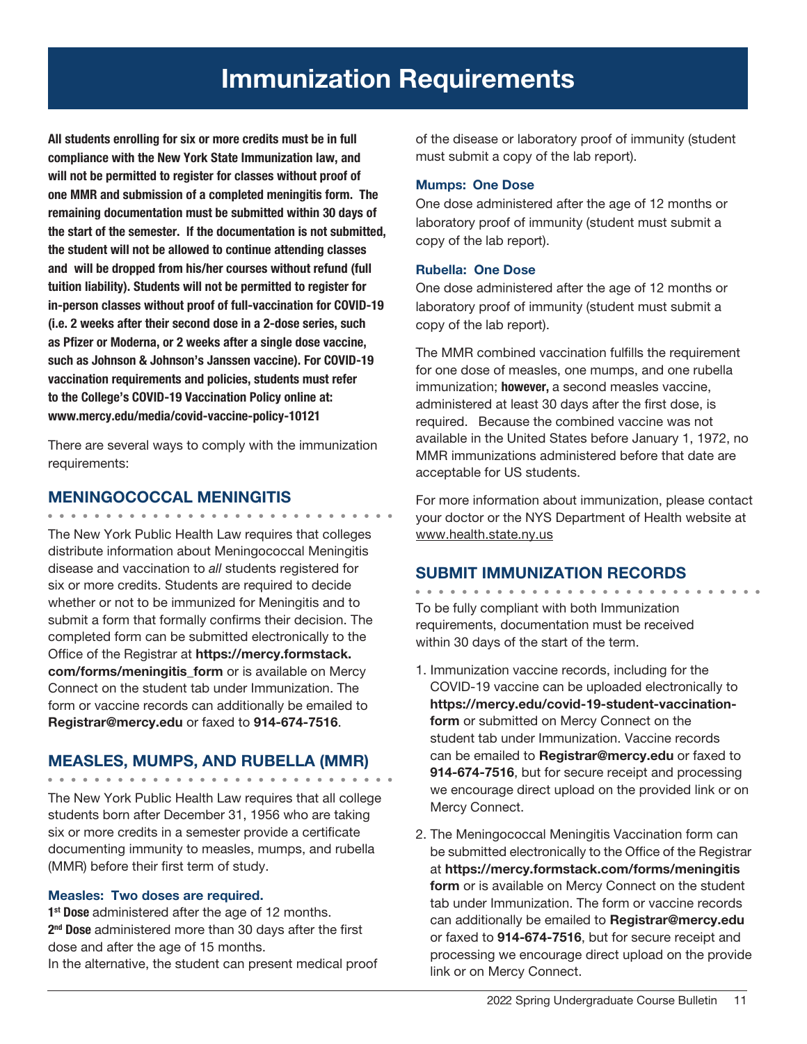# Immunization Requirements

**All students enrolling for six or more credits must be in full compliance with the New York State Immunization law, and will not be permitted to register for classes without proof of one MMR and submission of a completed meningitis form. The remaining documentation must be submitted within 30 days of the start of the semester. If the documentation is not submitted, the student will not be allowed to continue attending classes and will be dropped from his/her courses without refund (full tuition liability). Students will not be permitted to register for in-person classes without proof of full-vaccination for COVID-19 (i.e. 2 weeks after their second dose in a 2-dose series, such as Pfizer or Moderna, or 2 weeks after a single dose vaccine, such as Johnson & Johnson's Janssen vaccine). For COVID-19 vaccination requirements and policies, students must refer to the College's COVID-19 Vaccination Policy online at: www.mercy.edu/media/covid-vaccine-policy-10121**

There are several ways to comply with the immunization requirements:

## MENINGOCOCCAL MENINGITIS

The New York Public Health Law requires that colleges distribute information about Meningococcal Meningitis disease and vaccination to *all* students registered for six or more credits. Students are required to decide whether or not to be immunized for Meningitis and to submit a form that formally confirms their decision. The completed form can be submitted electronically to the Office of the Registrar at **https://mercy.formstack.com/forms/meningitis_form** or is available on Mercy Connect on the student tab under Immunization. The form or vaccine records can additionally be emailed to **Registrar@mercy.edu** or faxed to **914-674-7516**.

## MEASLES, MUMPS, AND RUBELLA (MMR)

The New York Public Health Law requires that all college students born after December 31, 1956 who are taking six or more credits in a semester provide a certificate documenting immunity to measles, mumps, and rubella (MMR) before their first term of study.

### Measles: Two doses are required.

**1st Dose** administered after the age of 12 months.
**2nd Dose** administered more than 30 days after the first dose and after the age of 15 months.
In the alternative, the student can present medical proof of the disease or laboratory proof of immunity (student must submit a copy of the lab report).

### Mumps: One Dose

One dose administered after the age of 12 months or laboratory proof of immunity (student must submit a copy of the lab report).

### Rubella: One Dose

One dose administered after the age of 12 months or laboratory proof of immunity (student must submit a copy of the lab report).

The MMR combined vaccination fulfills the requirement for one dose of measles, one mumps, and one rubella immunization; **however,** a second measles vaccine, administered at least 30 days after the first dose, is required. Because the combined vaccine was not available in the United States before January 1, 1972, no MMR immunizations administered before that date are acceptable for US students.

For more information about immunization, please contact your doctor or the NYS Department of Health website at www.health.state.ny.us

## SUBMIT IMMUNIZATION RECORDS

To be fully compliant with both Immunization requirements, documentation must be received within 30 days of the start of the term.

1. Immunization vaccine records, including for the COVID-19 vaccine can be uploaded electronically to **https://mercy.edu/covid-19-student-vaccination-form** or submitted on Mercy Connect on the student tab under Immunization. Vaccine records can be emailed to **Registrar@mercy.edu** or faxed to **914-674-7516**, but for secure receipt and processing we encourage direct upload on the provided link or on Mercy Connect.
2. The Meningococcal Meningitis Vaccination form can be submitted electronically to the Office of the Registrar at **https://mercy.formstack.com/forms/meningitis form** or is available on Mercy Connect on the student tab under Immunization. The form or vaccine records can additionally be emailed to **Registrar@mercy.edu** or faxed to **914-674-7516**, but for secure receipt and processing we encourage direct upload on the provide link or on Mercy Connect.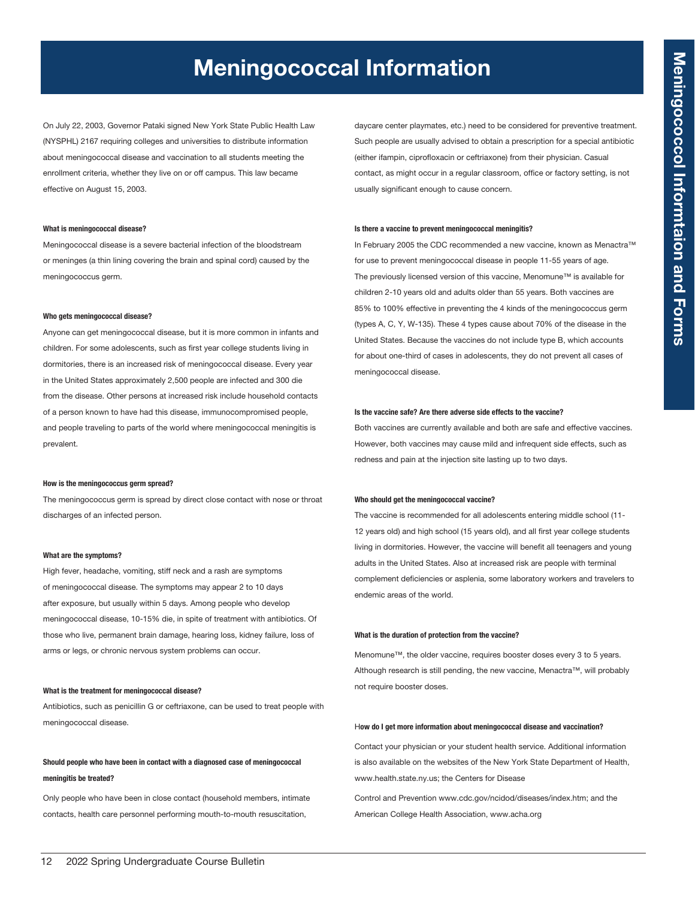# Meningococcal Information

On July 22, 2003, Governor Pataki signed New York State Public Health Law (NYSPHL) 2167 requiring colleges and universities to distribute information about meningococcal disease and vaccination to all students meeting the enrollment criteria, whether they live on or off campus. This law became effective on August 15, 2003.

**What is meningococcal disease?**

Meningococcal disease is a severe bacterial infection of the bloodstream or meninges (a thin lining covering the brain and spinal cord) caused by the meningococcus germ.

**Who gets meningococcal disease?**

Anyone can get meningococcal disease, but it is more common in infants and children. For some adolescents, such as first year college students living in dormitories, there is an increased risk of meningococcal disease. Every year in the United States approximately 2,500 people are infected and 300 die from the disease. Other persons at increased risk include household contacts of a person known to have had this disease, immunocompromised people, and people traveling to parts of the world where meningococcal meningitis is prevalent.

**How is the meningococcus germ spread?**

The meningococcus germ is spread by direct close contact with nose or throat discharges of an infected person.

**What are the symptoms?**

High fever, headache, vomiting, stiff neck and a rash are symptoms of meningococcal disease. The symptoms may appear 2 to 10 days after exposure, but usually within 5 days. Among people who develop meningococcal disease, 10-15% die, in spite of treatment with antibiotics. Of those who live, permanent brain damage, hearing loss, kidney failure, loss of arms or legs, or chronic nervous system problems can occur.

**What is the treatment for meningococcal disease?**

Antibiotics, such as penicillin G or ceftriaxone, can be used to treat people with meningococcal disease.

**Should people who have been in contact with a diagnosed case of meningococcal meningitis be treated?**

Only people who have been in close contact (household members, intimate contacts, health care personnel performing mouth-to-mouth resuscitation, daycare center playmates, etc.) need to be considered for preventive treatment. Such people are usually advised to obtain a prescription for a special antibiotic (either ifampin, ciprofloxacin or ceftriaxone) from their physician. Casual contact, as might occur in a regular classroom, office or factory setting, is not usually significant enough to cause concern.

**Is there a vaccine to prevent meningococcal meningitis?**

In February 2005 the CDC recommended a new vaccine, known as Menactra™ for use to prevent meningococcal disease in people 11-55 years of age. The previously licensed version of this vaccine, Menomune™ is available for children 2-10 years old and adults older than 55 years. Both vaccines are 85% to 100% effective in preventing the 4 kinds of the meningococcus germ (types A, C, Y, W-135). These 4 types cause about 70% of the disease in the United States. Because the vaccines do not include type B, which accounts for about one-third of cases in adolescents, they do not prevent all cases of meningococcal disease.

**Is the vaccine safe? Are there adverse side effects to the vaccine?**

Both vaccines are currently available and both are safe and effective vaccines. However, both vaccines may cause mild and infrequent side effects, such as redness and pain at the injection site lasting up to two days.

**Who should get the meningococcal vaccine?**

The vaccine is recommended for all adolescents entering middle school (11-12 years old) and high school (15 years old), and all first year college students living in dormitories. However, the vaccine will benefit all teenagers and young adults in the United States. Also at increased risk are people with terminal complement deficiencies or asplenia, some laboratory workers and travelers to endemic areas of the world.

**What is the duration of protection from the vaccine?**

Menomune™, the older vaccine, requires booster doses every 3 to 5 years. Although research is still pending, the new vaccine, Menactra™, will probably not require booster doses.

**How do I get more information about meningococcal disease and vaccination?**

Contact your physician or your student health service. Additional information is also available on the websites of the New York State Department of Health, www.health.state.ny.us; the Centers for Disease

Control and Prevention www.cdc.gov/ncidod/diseases/index.htm; and the American College Health Association, www.acha.org